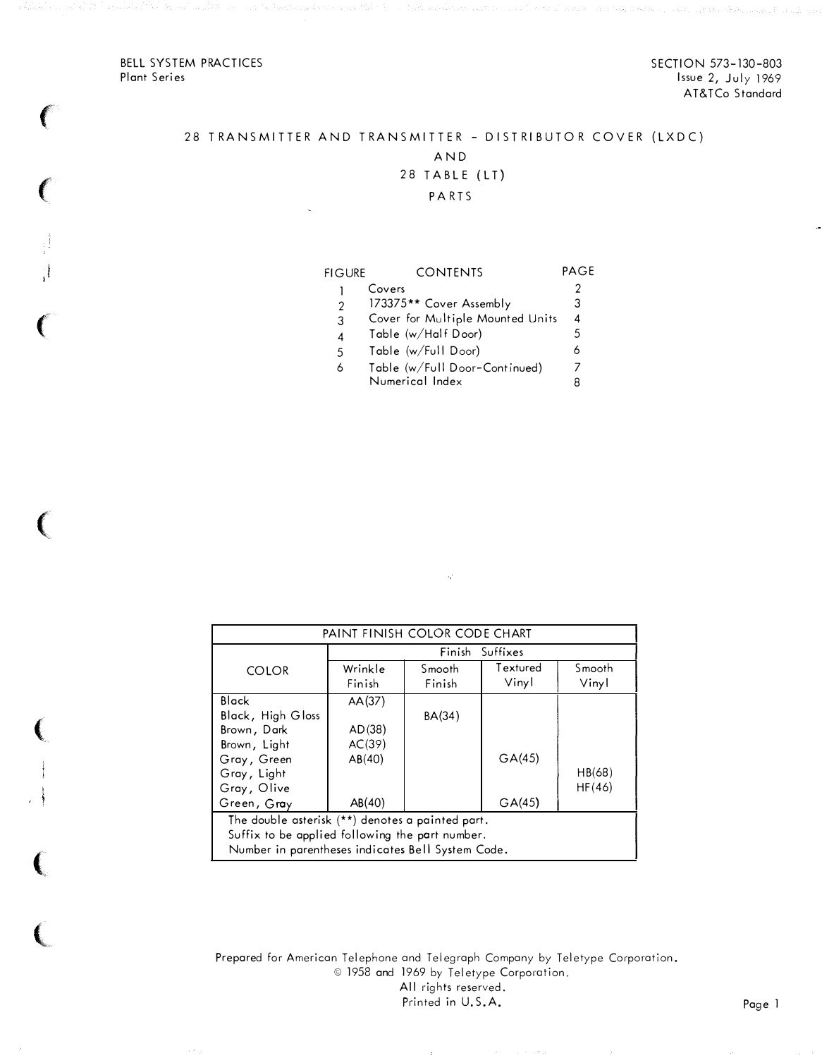BELL SYSTEM PRACTICES
Plant Series

SECTION 573-130-803
Issue 2, July 1969
AT&TCo Standard

# 28 TRANSMITTER AND TRANSMITTER - DISTRIBUTOR COVER (LXDC) AND 28 TABLE (LT) PARTS

| FIGURE | CONTENTS | PAGE |
|---|---|---|
| 1 | Covers | 2 |
| 2 | 173375** Cover Assembly | 3 |
| 3 | Cover for Multiple Mounted Units | 4 |
| 4 | Table (w/Half Door) | 5 |
| 5 | Table (w/Full Door) | 6 |
| 6 | Table (w/Full Door-Continued) | 7 |
| | Numerical Index | 8 |

| PAINT FINISH COLOR CODE CHART | | | | |
|---|---|---|---|---|
| | Finish Suffixes | | | |
| COLOR | Wrinkle Finish | Smooth Finish | Textured Vinyl | Smooth Vinyl |
| Black | AA(37) | | | |
| Black, High Gloss | | BA(34) | | |
| Brown, Dark | AD(38) | | | |
| Brown, Light | AC(39) | | | |
| Gray, Green | AB(40) | | GA(45) | |
| Gray, Light | | | | HB(68) |
| Gray, Olive | | | | HF(46) |
| Green, Gray | AB(40) | | GA(45) | |

The double asterisk (**) denotes a painted part.
Suffix to be applied following the part number.
Number in parentheses indicates Bell System Code.

Prepared for American Telephone and Telegraph Company by Teletype Corporation.
© 1958 and 1969 by Teletype Corporation.
All rights reserved.
Printed in U.S.A.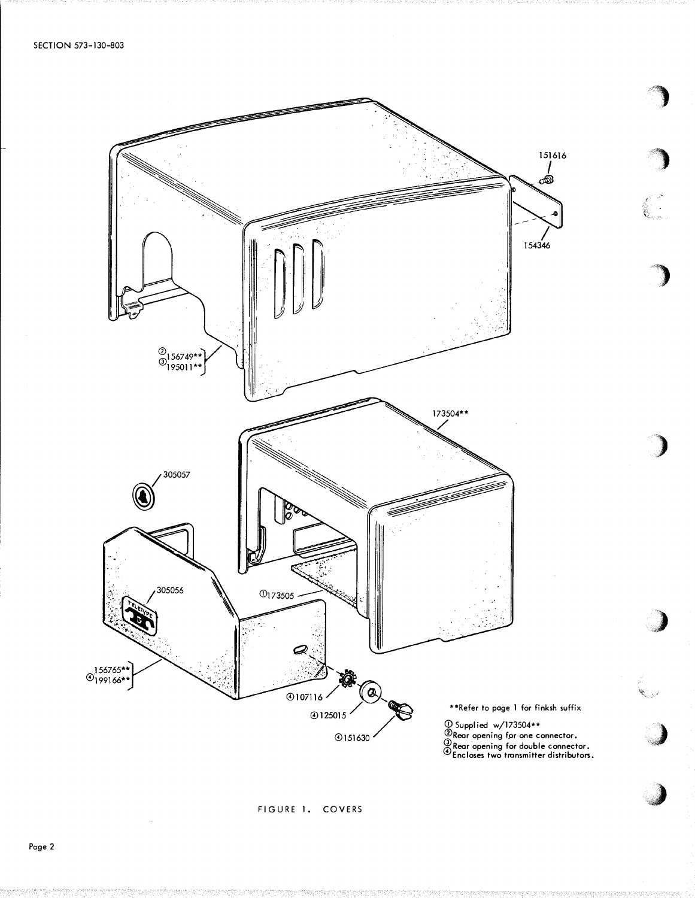151616

154346

②156749**
③195011**

173504**

305057

305056

①173505

156765**
④199166**

④107116

④125015

④151630

**Refer to page 1 for finksh suffix

① Supplied w/173504**
② Rear opening for one connector.
③ Rear opening for double connector.
④ Encloses two transmitter distributors.

FIGURE 1. COVERS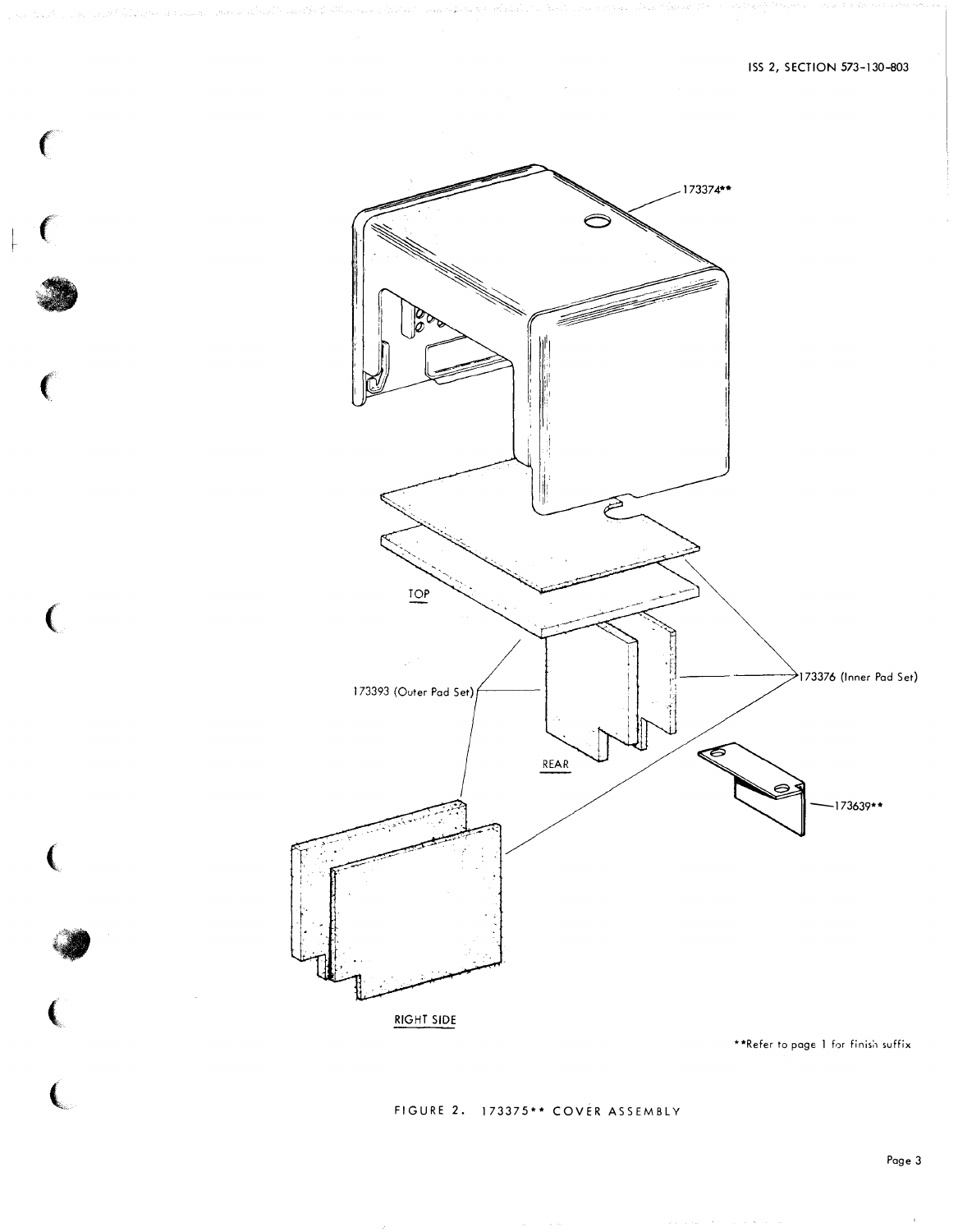173374**

TOP

173393 (Outer Pad Set)

173376 (Inner Pad Set)

REAR

173639**

RIGHT SIDE

**Refer to page 1 for finish suffix

FIGURE 2. 173375** COVER ASSEMBLY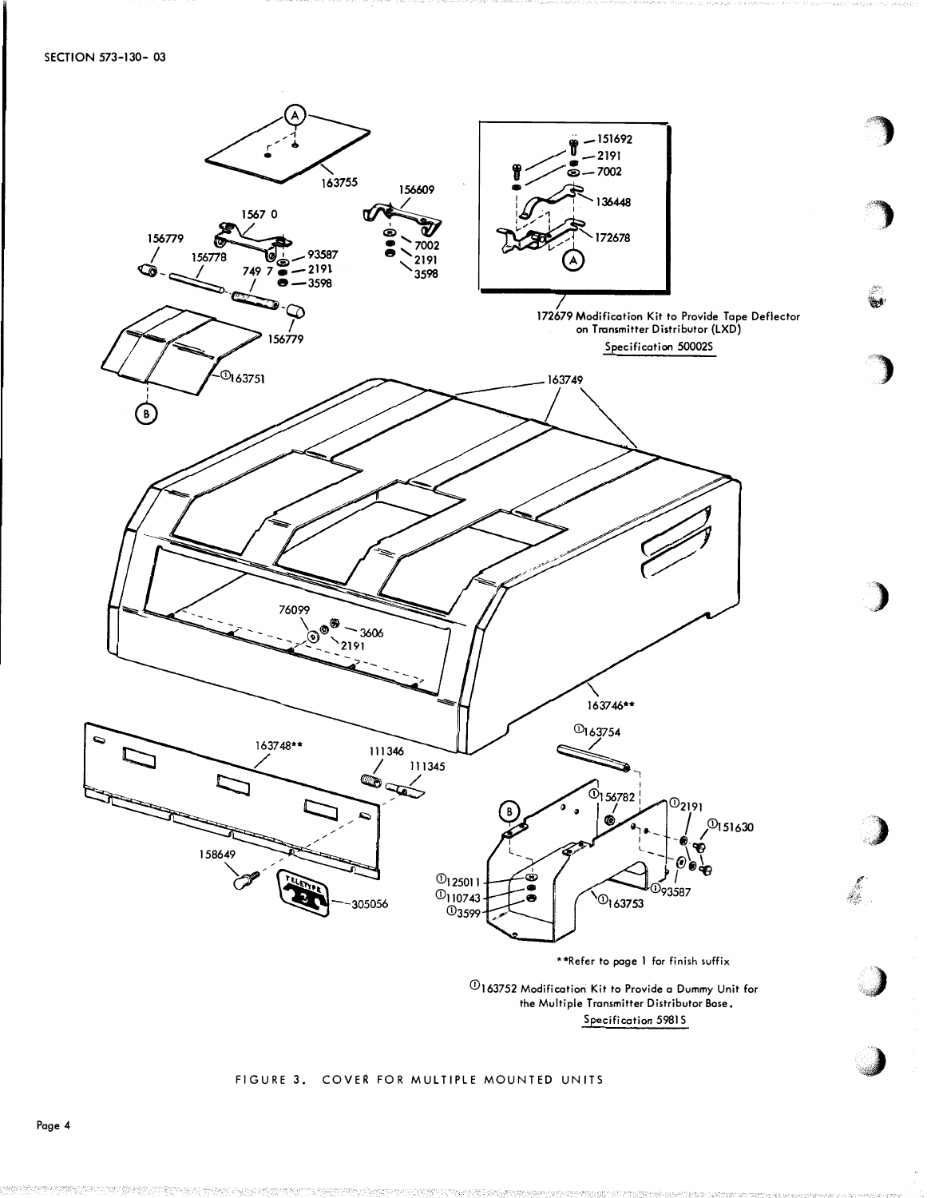172679 Modification Kit to Provide Tape Deflector on Transmitter Distributor (LXD)
Specification 50002S

**Refer to page 1 for finish suffix

①163752 Modification Kit to Provide a Dummy Unit for the Multiple Transmitter Distributor Base.
Specification 5981S

FIGURE 3. COVER FOR MULTIPLE MOUNTED UNITS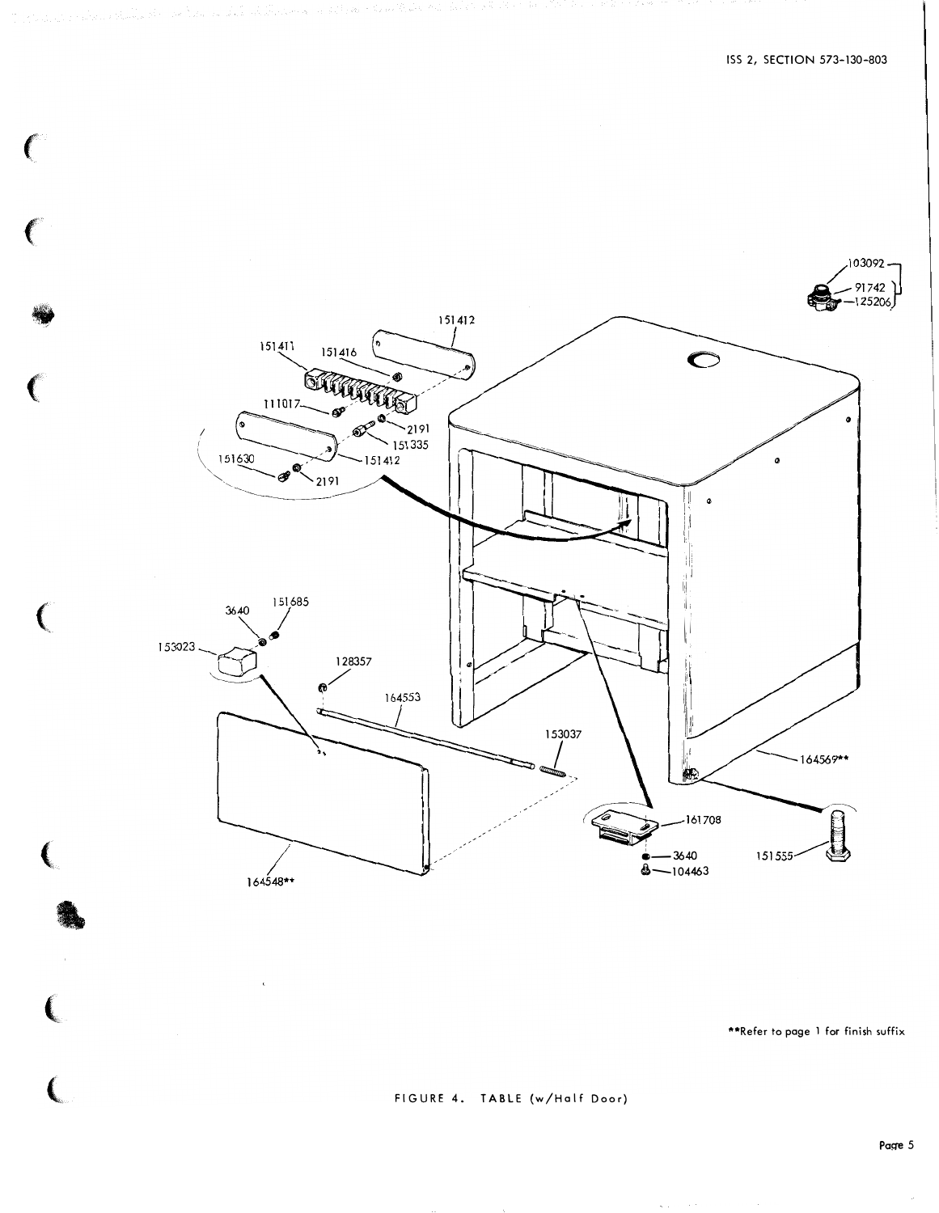151412

151411

151416

111017

2191

151335

151412

151630

2191

103092

91742

125206

3640

151685

153023

128357

164553

153037

164569**

161708

3640

104463

151555

164548**

**Refer to page 1 for finish suffix

FIGURE 4. TABLE (w/Half Door)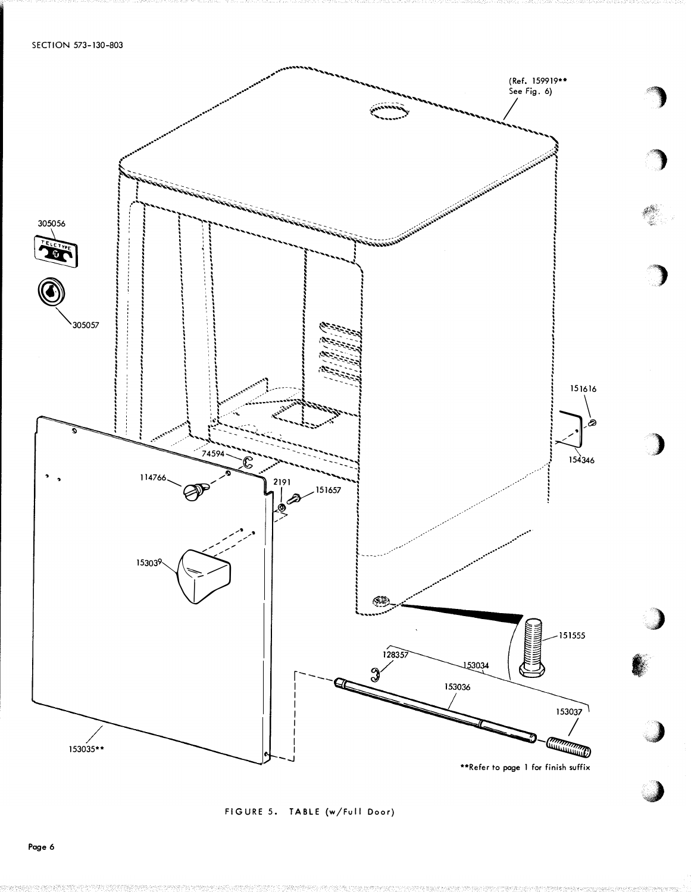(Ref. 159919**
See Fig. 6)

305056

305057

151616

154346

74594

114766

2191

151657

153039

151555

128357

153034

153036

153037

153035**

**Refer to page 1 for finish suffix

FIGURE 5. TABLE (w/Full Door)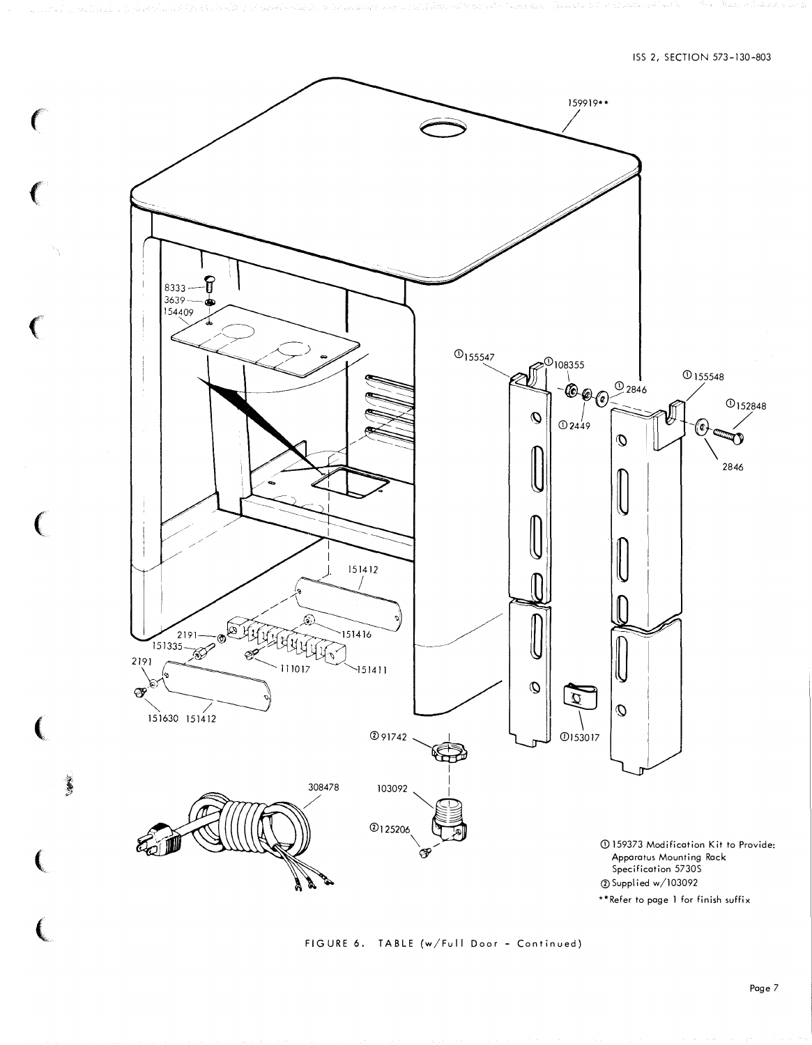159919**

8333

3639

154409

①155547

①108355

①2846

①155548

①152848

①2449

2846

151412

2191

151416

151335

2191

111017

151411

151630 151412

②91742

①153017

308478

103092

②125206

① 159373 Modification Kit to Provide: Apparatus Mounting Rack Specification 5730S

② Supplied w/103092

**Refer to page 1 for finish suffix

FIGURE 6. TABLE (w/Full Door - Continued)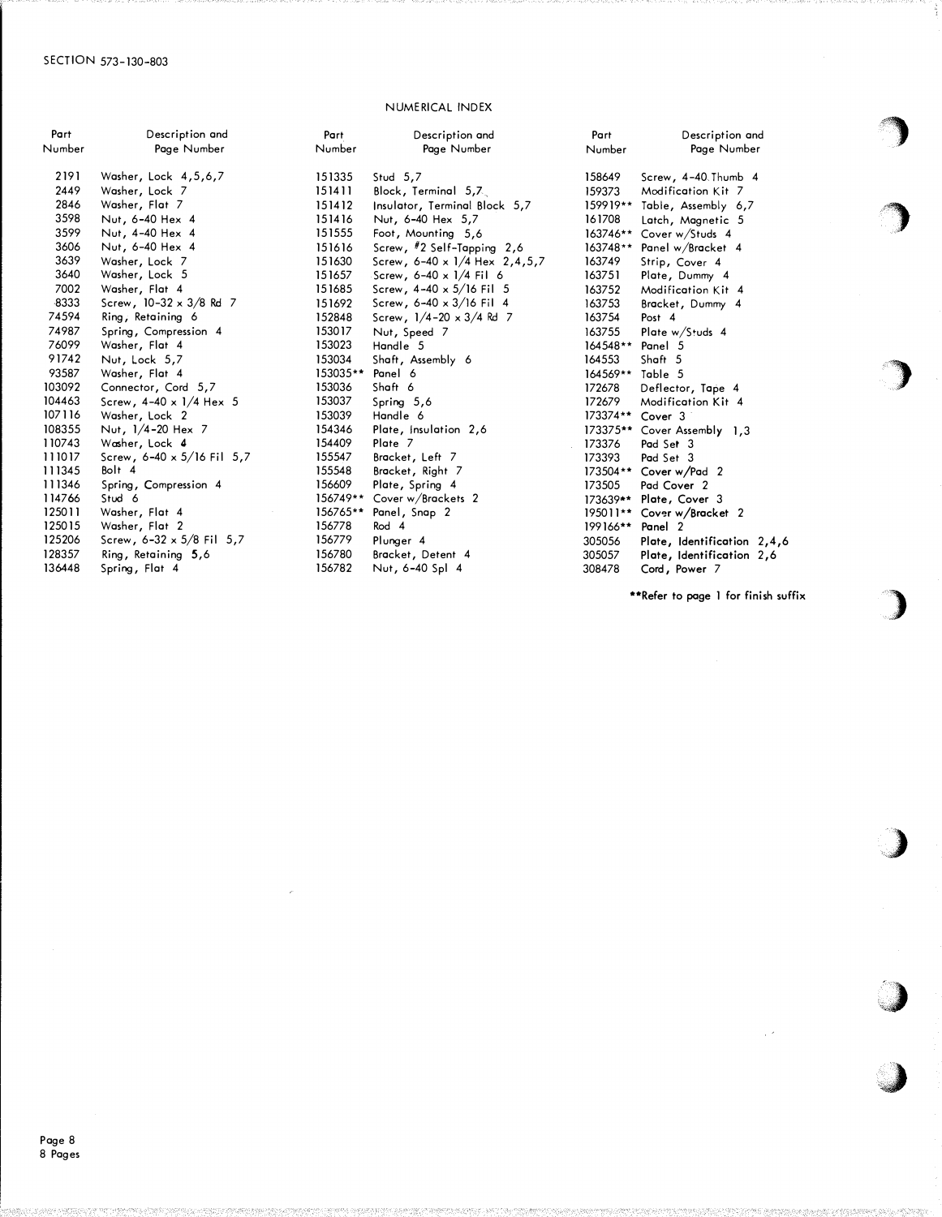## NUMERICAL INDEX

| Part Number | Description and Page Number |
|---|---|
| 2191 | Washer, Lock 4,5,6,7 |
| 2449 | Washer, Lock 7 |
| 2846 | Washer, Flat 7 |
| 3598 | Nut, 6-40 Hex 4 |
| 3599 | Nut, 4-40 Hex 4 |
| 3606 | Nut, 6-40 Hex 4 |
| 3639 | Washer, Lock 7 |
| 3640 | Washer, Lock 5 |
| 7002 | Washer, Flat 4 |
| 8333 | Screw, 10-32 x 3/8 Rd 7 |
| 74594 | Ring, Retaining 6 |
| 74987 | Spring, Compression 4 |
| 76099 | Washer, Flat 4 |
| 91742 | Nut, Lock 5,7 |
| 93587 | Washer, Flat 4 |
| 103092 | Connector, Cord 5,7 |
| 104463 | Screw, 4-40 x 1/4 Hex 5 |
| 107116 | Washer, Lock 2 |
| 108355 | Nut, 1/4-20 Hex 7 |
| 110743 | Washer, Lock 4 |
| 111017 | Screw, 6-40 x 5/16 Fil 5,7 |
| 111345 | Bolt 4 |
| 111346 | Spring, Compression 4 |
| 114766 | Stud 6 |
| 125011 | Washer, Flat 4 |
| 125015 | Washer, Flat 2 |
| 125206 | Screw, 6-32 x 5/8 Fil 5,7 |
| 128357 | Ring, Retaining 5,6 |
| 136448 | Spring, Flat 4 |
| 151335 | Stud 5,7 |
| 151411 | Block, Terminal 5,7 |
| 151412 | Insulator, Terminal Block 5,7 |
| 151416 | Nut, 6-40 Hex 5,7 |
| 151555 | Foot, Mounting 5,6 |
| 151616 | Screw, #2 Self-Tapping 2,6 |
| 151630 | Screw, 6-40 x 1/4 Hex 2,4,5,7 |
| 151657 | Screw, 6-40 x 1/4 Fil 6 |
| 151685 | Screw, 4-40 x 5/16 Fil 5 |
| 151692 | Screw, 6-40 x 3/16 Fil 4 |
| 152848 | Screw, 1/4-20 x 3/4 Rd 7 |
| 153017 | Nut, Speed 7 |
| 153023 | Handle 5 |
| 153034 | Shaft, Assembly 6 |
| 153035** | Panel 6 |
| 153036 | Shaft 6 |
| 153037 | Spring 5,6 |
| 153039 | Handle 6 |
| 154346 | Plate, Insulation 2,6 |
| 154409 | Plate 7 |
| 155547 | Bracket, Left 7 |
| 155548 | Bracket, Right 7 |
| 156609 | Plate, Spring 4 |
| 156749** | Cover w/Brackets 2 |
| 156765** | Panel, Snap 2 |
| 156778 | Rod 4 |
| 156779 | Plunger 4 |
| 156780 | Bracket, Detent 4 |
| 156782 | Nut, 6-40 Spl 4 |
| 158649 | Screw, 4-40 Thumb 4 |
| 159373 | Modification Kit 7 |
| 159919** | Table, Assembly 6,7 |
| 161708 | Latch, Magnetic 5 |
| 163746** | Cover w/Studs 4 |
| 163748** | Panel w/Bracket 4 |
| 163749 | Strip, Cover 4 |
| 163751 | Plate, Dummy 4 |
| 163752 | Modification Kit 4 |
| 163753 | Bracket, Dummy 4 |
| 163754 | Post 4 |
| 163755 | Plate w/Studs 4 |
| 164548** | Panel 5 |
| 164553 | Shaft 5 |
| 164569** | Table 5 |
| 172678 | Deflector, Tape 4 |
| 172679 | Modification Kit 4 |
| 173374** | Cover 3 |
| 173375** | Cover Assembly 1,3 |
| 173376 | Pad Set 3 |
| 173393 | Pad Set 3 |
| 173504** | Cover w/Pad 2 |
| 173505 | Pad Cover 2 |
| 173639** | Plate, Cover 3 |
| 195011** | Cover w/Bracket 2 |
| 199166** | Panel 2 |
| 305056 | Plate, Identification 2,4,6 |
| 305057 | Plate, Identification 2,6 |
| 308478 | Cord, Power 7 |

**Refer to page 1 for finish suffix